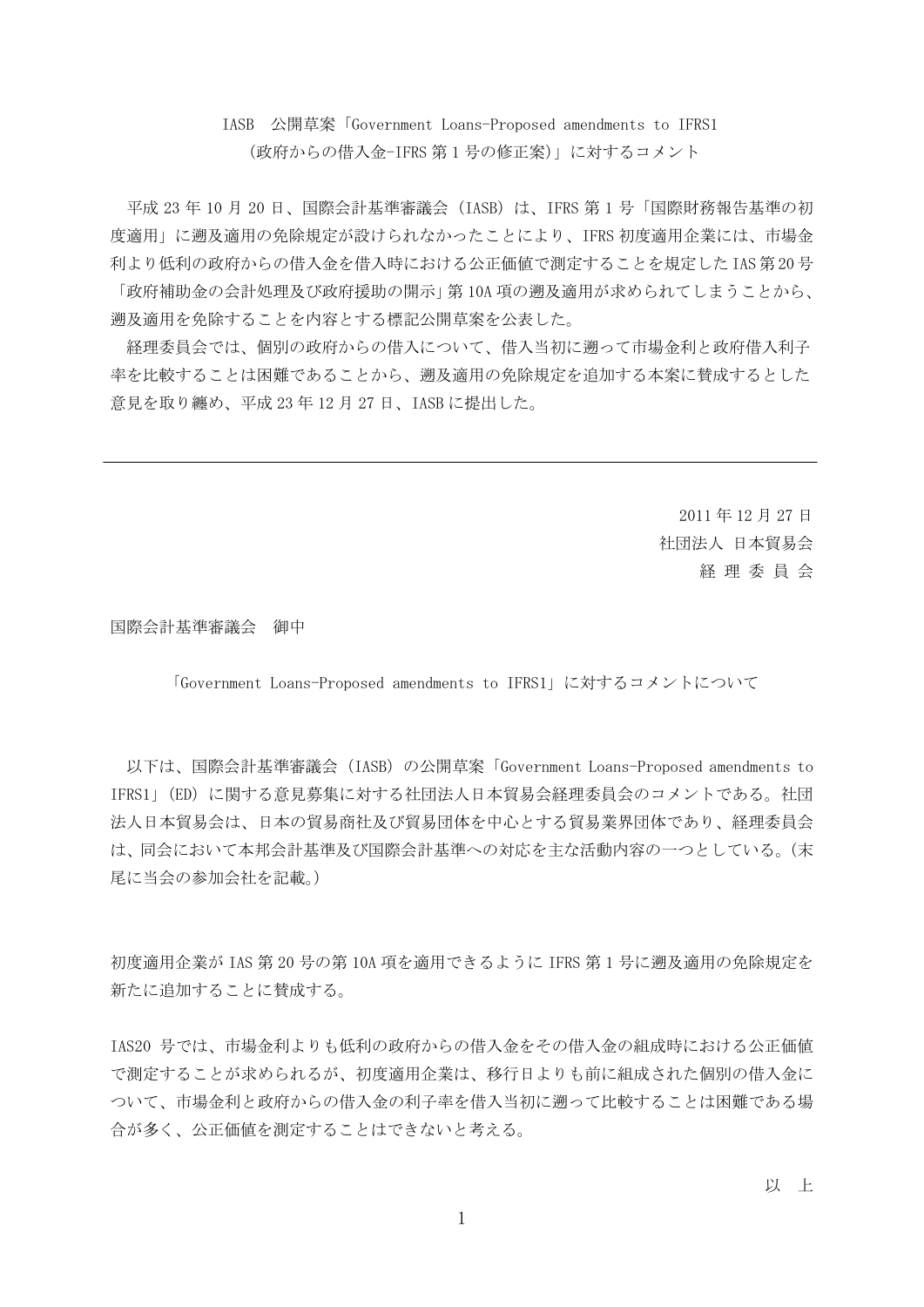IASB 公開草案「Government Loans-Proposed amendments to IFRS1
(政府からの借入金-IFRS 第 1 号の修正案)」に対するコメント

平成 23 年 10 月 20 日、国際会計基準審議会（IASB）は、IFRS 第 1 号「国際財務報告基準の初度適用」に遡及適用の免除規定が設けられなかったことにより、IFRS 初度適用企業には、市場金利より低利の政府からの借入金を借入時における公正価値で測定することを規定した IAS 第 20 号「政府補助金の会計処理及び政府援助の開示」第 10A 項の遡及適用が求められてしまうことから、遡及適用を免除することを内容とする標記公開草案を公表した。

経理委員会では、個別の政府からの借入について、借入当初に遡って市場金利と政府借入利子率を比較することは困難であることから、遡及適用の免除規定を追加する本案に賛成するとした意見を取り纏め、平成 23 年 12 月 27 日、IASB に提出した。

---

2011 年 12 月 27 日
社団法人 日本貿易会
経 理 委 員 会

国際会計基準審議会　御中

「Government Loans-Proposed amendments to IFRS1」に対するコメントについて

以下は、国際会計基準審議会（IASB）の公開草案「Government Loans-Proposed amendments to IFRS1」(ED) に関する意見募集に対する社団法人日本貿易会経理委員会のコメントである。社団法人日本貿易会は、日本の貿易商社及び貿易団体を中心とする貿易業界団体であり、経理委員会は、同会において本邦会計基準及び国際会計基準への対応を主な活動内容の一つとしている。(末尾に当会の参加会社を記載。)

初度適用企業が IAS 第 20 号の第 10A 項を適用できるように IFRS 第 1 号に遡及適用の免除規定を新たに追加することに賛成する。

IAS20 号では、市場金利よりも低利の政府からの借入金をその借入金の組成時における公正価値で測定することが求められるが、初度適用企業は、移行日よりも前に組成された個別の借入金について、市場金利と政府からの借入金の利子率を借入当初に遡って比較することは困難である場合が多く、公正価値を測定することはできないと考える。

以　上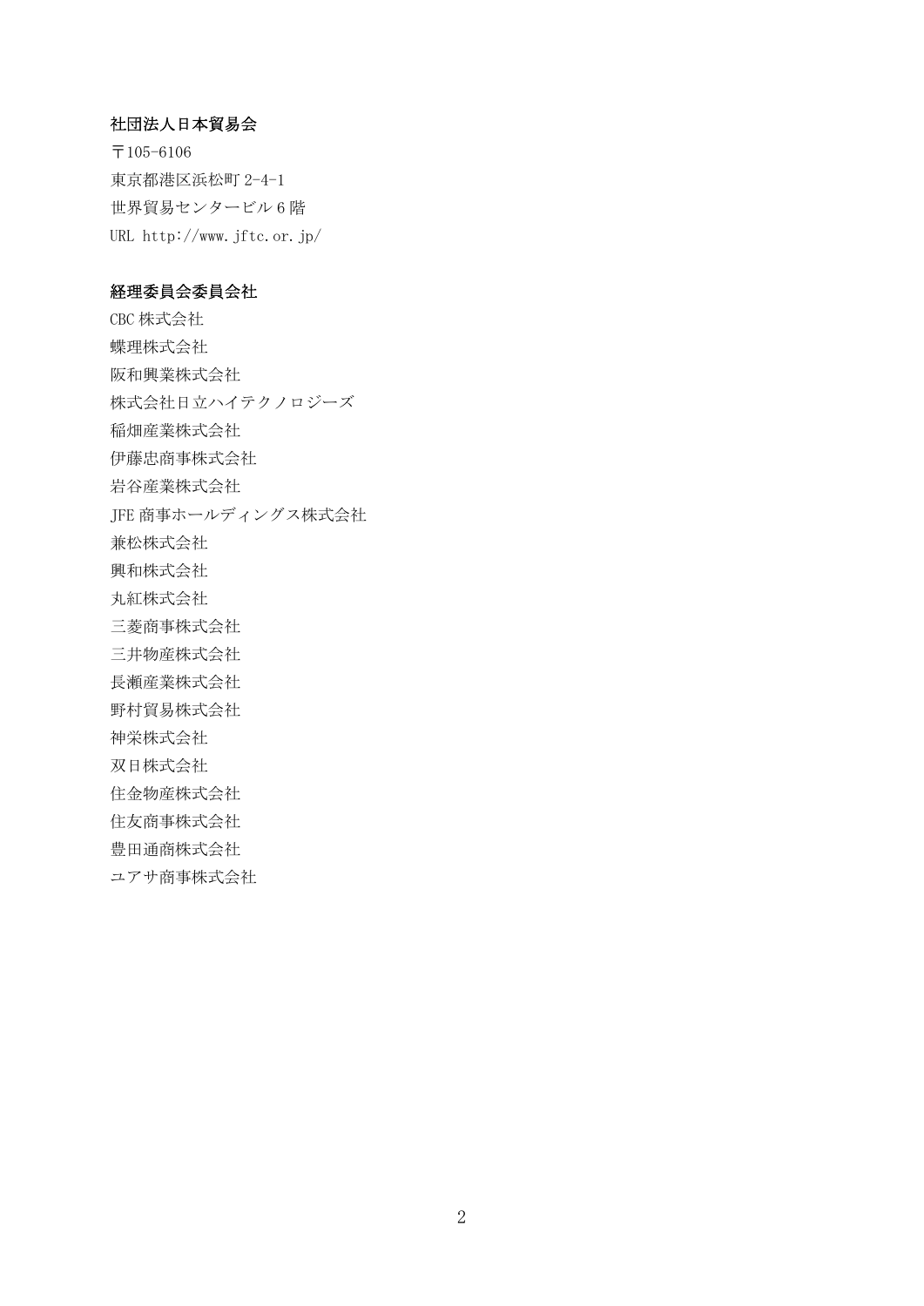**社団法人日本貿易会**

〒105-6106
東京都港区浜松町 2-4-1
世界貿易センタービル 6 階
URL http://www.jftc.or.jp/

**経理委員会委員会社**

CBC 株式会社
蝶理株式会社
阪和興業株式会社
株式会社日立ハイテクノロジーズ
稲畑産業株式会社
伊藤忠商事株式会社
岩谷産業株式会社
JFE 商事ホールディングス株式会社
兼松株式会社
興和株式会社
丸紅株式会社
三菱商事株式会社
三井物産株式会社
長瀬産業株式会社
野村貿易株式会社
神栄株式会社
双日株式会社
住金物産株式会社
住友商事株式会社
豊田通商株式会社
ユアサ商事株式会社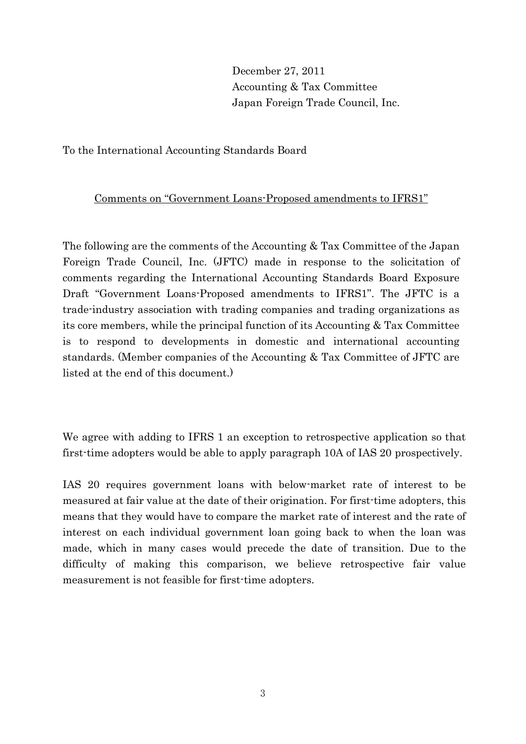December 27, 2011
Accounting & Tax Committee
Japan Foreign Trade Council, Inc.

To the International Accounting Standards Board

<u>Comments on "Government Loans-Proposed amendments to IFRS1"</u>

The following are the comments of the Accounting & Tax Committee of the Japan Foreign Trade Council, Inc. (JFTC) made in response to the solicitation of comments regarding the International Accounting Standards Board Exposure Draft "Government Loans-Proposed amendments to IFRS1". The JFTC is a trade-industry association with trading companies and trading organizations as its core members, while the principal function of its Accounting & Tax Committee is to respond to developments in domestic and international accounting standards. (Member companies of the Accounting & Tax Committee of JFTC are listed at the end of this document.)

We agree with adding to IFRS 1 an exception to retrospective application so that first-time adopters would be able to apply paragraph 10A of IAS 20 prospectively.

IAS 20 requires government loans with below-market rate of interest to be measured at fair value at the date of their origination. For first-time adopters, this means that they would have to compare the market rate of interest and the rate of interest on each individual government loan going back to when the loan was made, which in many cases would precede the date of transition. Due to the difficulty of making this comparison, we believe retrospective fair value measurement is not feasible for first-time adopters.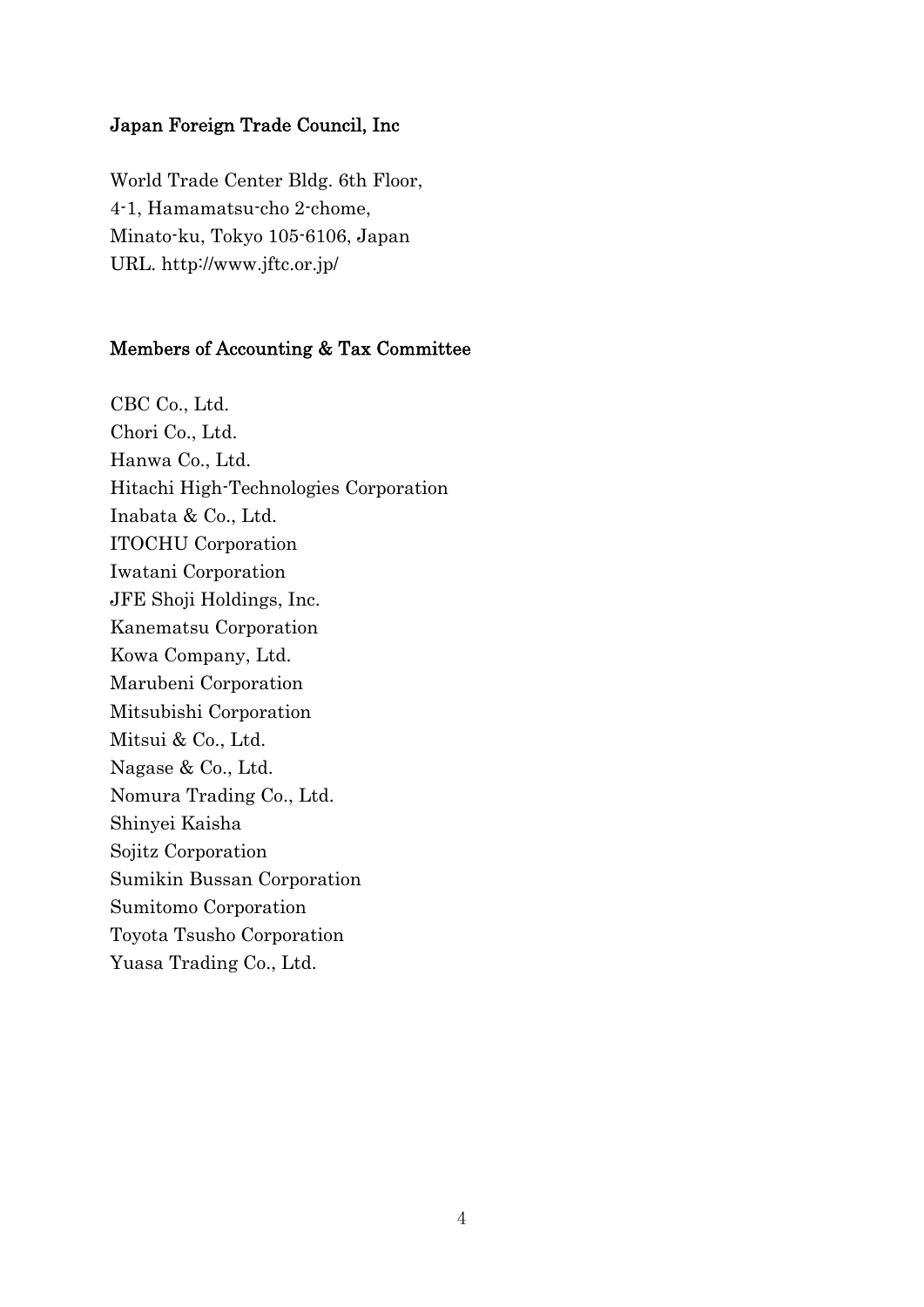**Japan Foreign Trade Council, Inc**

World Trade Center Bldg. 6th Floor,
4-1, Hamamatsu-cho 2-chome,
Minato-ku, Tokyo 105-6106, Japan
URL. http://www.jftc.or.jp/

**Members of Accounting & Tax Committee**

CBC Co., Ltd.
Chori Co., Ltd.
Hanwa Co., Ltd.
Hitachi High-Technologies Corporation
Inabata & Co., Ltd.
ITOCHU Corporation
Iwatani Corporation
JFE Shoji Holdings, Inc.
Kanematsu Corporation
Kowa Company, Ltd.
Marubeni Corporation
Mitsubishi Corporation
Mitsui & Co., Ltd.
Nagase & Co., Ltd.
Nomura Trading Co., Ltd.
Shinyei Kaisha
Sojitz Corporation
Sumikin Bussan Corporation
Sumitomo Corporation
Toyota Tsusho Corporation
Yuasa Trading Co., Ltd.